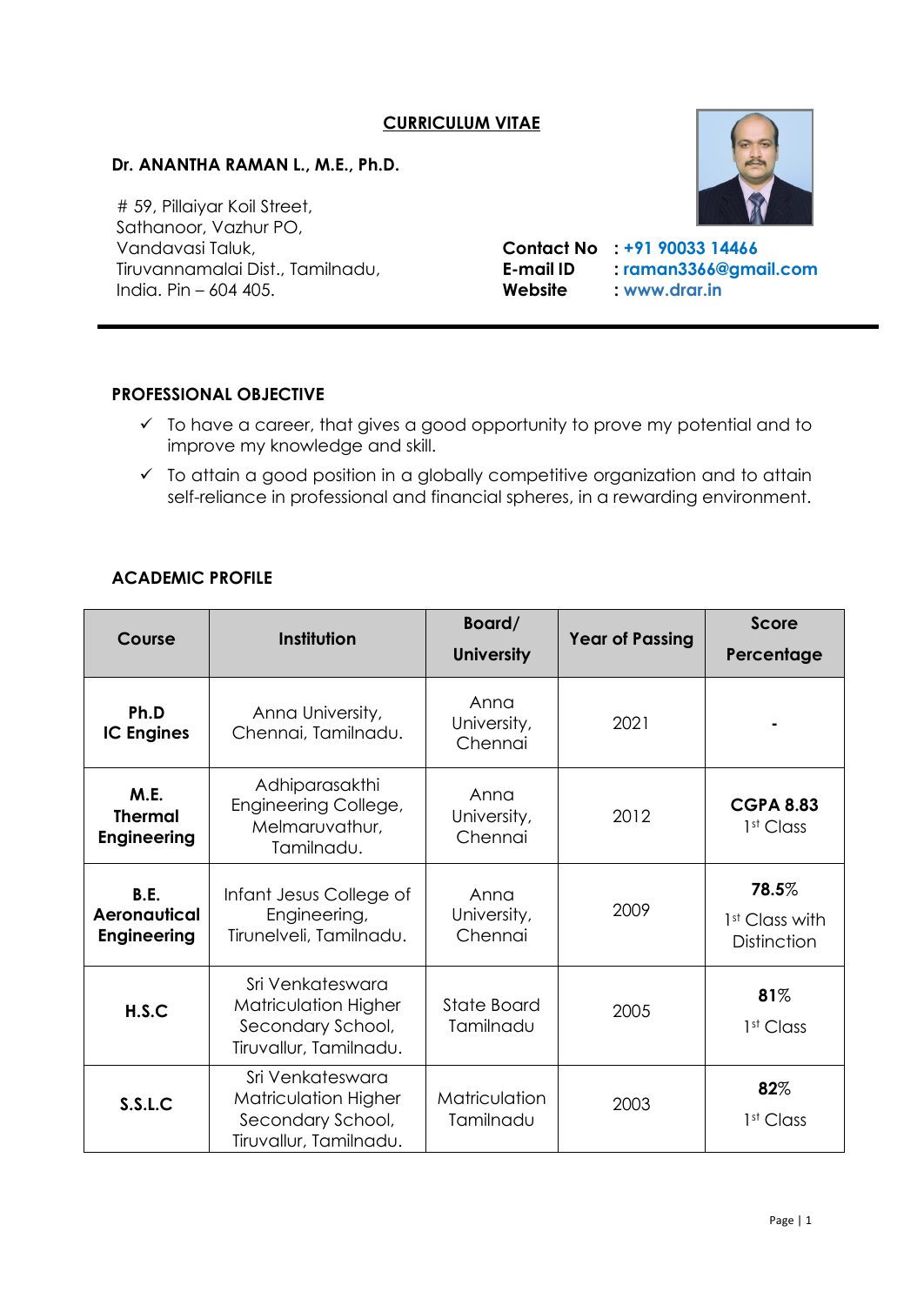# CURRICULUM VITAE

**Dr. ANANTHA RAMAN L., M.E., Ph.D.**

# 59, Pillaiyar Koil Street,
Sathanoor, Vazhur PO,
Vandavasi Taluk,
Tiruvannamalai Dist., Tamilnadu,
India. Pin – 604 405.

**Contact No** : **+91 90033 14466**
**E-mail ID** : **raman3366@gmail.com**
**Website** : **www.drar.in**

---

## PROFESSIONAL OBJECTIVE

- ✓ To have a career, that gives a good opportunity to prove my potential and to improve my knowledge and skill.
- ✓ To attain a good position in a globally competitive organization and to attain self-reliance in professional and financial spheres, in a rewarding environment.

## ACADEMIC PROFILE

| Course | Institution | Board/ University | Year of Passing | Score Percentage |
|---|---|---|---|---|
| **Ph.D IC Engines** | Anna University, Chennai, Tamilnadu. | Anna University, Chennai | 2021 | - |
| **M.E. Thermal Engineering** | Adhiparasakthi Engineering College, Melmaruvathur, Tamilnadu. | Anna University, Chennai | 2012 | **CGPA 8.83** 1st Class |
| **B.E. Aeronautical Engineering** | Infant Jesus College of Engineering, Tirunelveli, Tamilnadu. | Anna University, Chennai | 2009 | **78.5%** 1st Class with Distinction |
| **H.S.C** | Sri Venkateswara Matriculation Higher Secondary School, Tiruvallur, Tamilnadu. | State Board Tamilnadu | 2005 | **81%** 1st Class |
| **S.S.L.C** | Sri Venkateswara Matriculation Higher Secondary School, Tiruvallur, Tamilnadu. | Matriculation Tamilnadu | 2003 | **82%** 1st Class |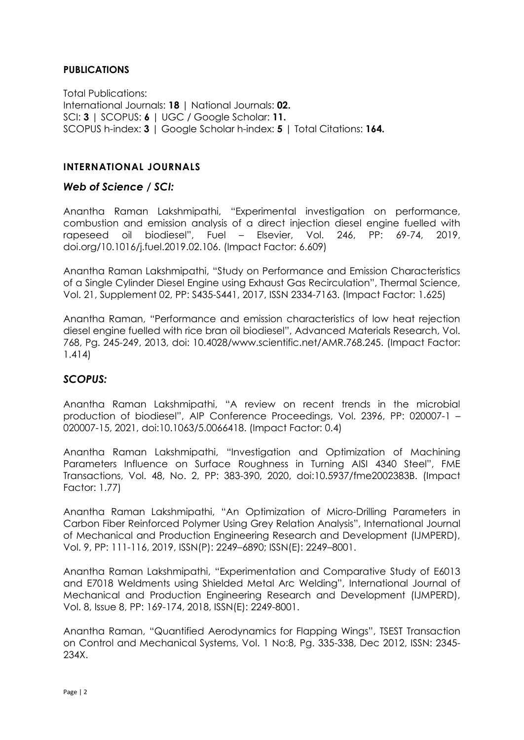## PUBLICATIONS

Total Publications:
International Journals: **18** | National Journals: **02.**
SCI: **3** | SCOPUS: **6** | UGC / Google Scholar: **11.**
SCOPUS h-index: **3** | Google Scholar h-index: **5** | Total Citations: **164.**

### INTERNATIONAL JOURNALS

#### *Web of Science / SCI:*

Anantha Raman Lakshmipathi, "Experimental investigation on performance, combustion and emission analysis of a direct injection diesel engine fuelled with rapeseed oil biodiesel", Fuel – Elsevier, Vol. 246, PP: 69-74, 2019, doi.org/10.1016/j.fuel.2019.02.106. (Impact Factor: 6.609)

Anantha Raman Lakshmipathi, "Study on Performance and Emission Characteristics of a Single Cylinder Diesel Engine using Exhaust Gas Recirculation", Thermal Science, Vol. 21, Supplement 02, PP: S435-S441, 2017, ISSN 2334-7163. (Impact Factor: 1.625)

Anantha Raman, "Performance and emission characteristics of low heat rejection diesel engine fuelled with rice bran oil biodiesel", Advanced Materials Research, Vol. 768, Pg. 245-249, 2013, doi: 10.4028/www.scientific.net/AMR.768.245. (Impact Factor: 1.414)

#### *SCOPUS:*

Anantha Raman Lakshmipathi, "A review on recent trends in the microbial production of biodiesel", AIP Conference Proceedings, Vol. 2396, PP: 020007-1 – 020007-15, 2021, doi:10.1063/5.0066418. (Impact Factor: 0.4)

Anantha Raman Lakshmipathi, "Investigation and Optimization of Machining Parameters Influence on Surface Roughness in Turning AISI 4340 Steel", FME Transactions, Vol. 48, No. 2, PP: 383-390, 2020, doi:10.5937/fme2002383B. (Impact Factor: 1.77)

Anantha Raman Lakshmipathi, "An Optimization of Micro-Drilling Parameters in Carbon Fiber Reinforced Polymer Using Grey Relation Analysis", International Journal of Mechanical and Production Engineering Research and Development (IJMPERD), Vol. 9, PP: 111-116, 2019, ISSN(P): 2249–6890; ISSN(E): 2249–8001.

Anantha Raman Lakshmipathi, "Experimentation and Comparative Study of E6013 and E7018 Weldments using Shielded Metal Arc Welding", International Journal of Mechanical and Production Engineering Research and Development (IJMPERD), Vol. 8, Issue 8, PP: 169-174, 2018, ISSN(E): 2249-8001.

Anantha Raman, "Quantified Aerodynamics for Flapping Wings", TSEST Transaction on Control and Mechanical Systems, Vol. 1 No:8, Pg. 335-338, Dec 2012, ISSN: 2345-234X.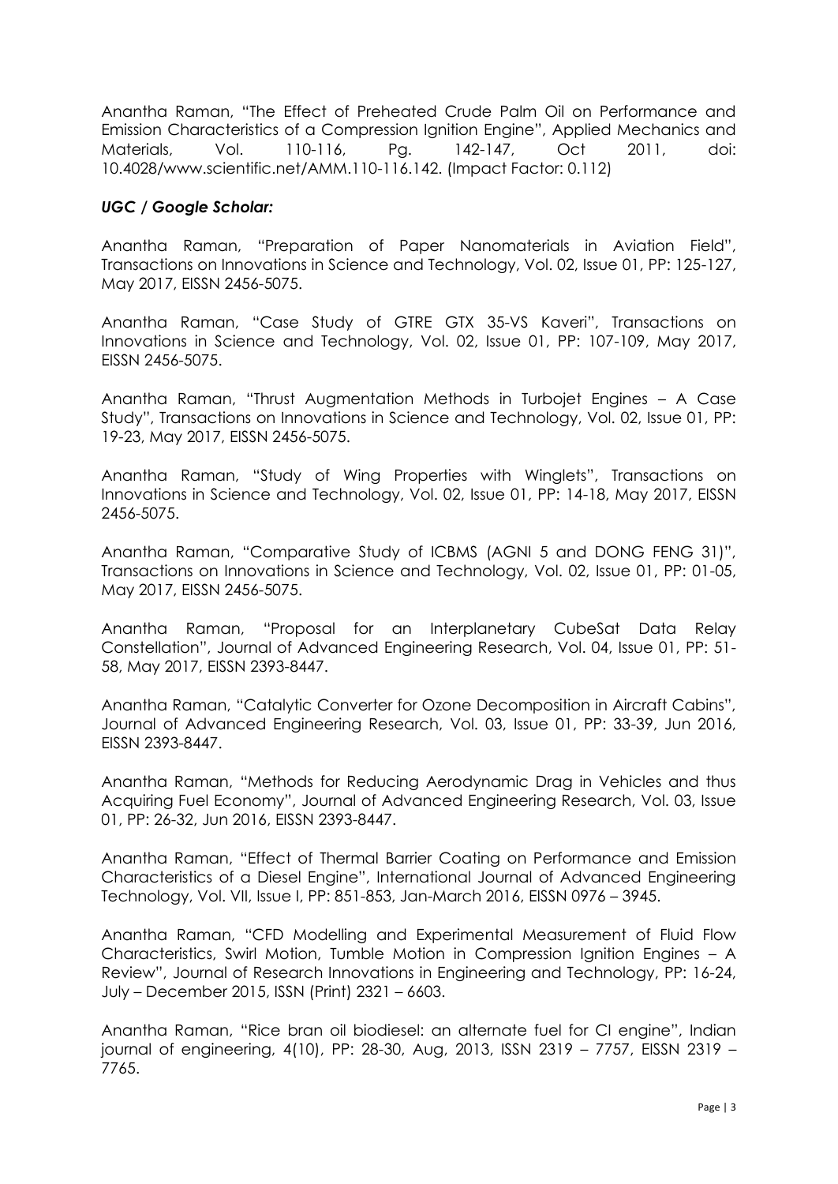Anantha Raman, "The Effect of Preheated Crude Palm Oil on Performance and Emission Characteristics of a Compression Ignition Engine", Applied Mechanics and Materials, Vol. 110-116, Pg. 142-147, Oct 2011, doi: 10.4028/www.scientific.net/AMM.110-116.142. (Impact Factor: 0.112)

***UGC / Google Scholar:***

Anantha Raman, "Preparation of Paper Nanomaterials in Aviation Field", Transactions on Innovations in Science and Technology, Vol. 02, Issue 01, PP: 125-127, May 2017, EISSN 2456-5075.

Anantha Raman, "Case Study of GTRE GTX 35-VS Kaveri", Transactions on Innovations in Science and Technology, Vol. 02, Issue 01, PP: 107-109, May 2017, EISSN 2456-5075.

Anantha Raman, "Thrust Augmentation Methods in Turbojet Engines – A Case Study", Transactions on Innovations in Science and Technology, Vol. 02, Issue 01, PP: 19-23, May 2017, EISSN 2456-5075.

Anantha Raman, "Study of Wing Properties with Winglets", Transactions on Innovations in Science and Technology, Vol. 02, Issue 01, PP: 14-18, May 2017, EISSN 2456-5075.

Anantha Raman, "Comparative Study of ICBMS (AGNI 5 and DONG FENG 31)", Transactions on Innovations in Science and Technology, Vol. 02, Issue 01, PP: 01-05, May 2017, EISSN 2456-5075.

Anantha Raman, "Proposal for an Interplanetary CubeSat Data Relay Constellation", Journal of Advanced Engineering Research, Vol. 04, Issue 01, PP: 51-58, May 2017, EISSN 2393-8447.

Anantha Raman, "Catalytic Converter for Ozone Decomposition in Aircraft Cabins", Journal of Advanced Engineering Research, Vol. 03, Issue 01, PP: 33-39, Jun 2016, EISSN 2393-8447.

Anantha Raman, "Methods for Reducing Aerodynamic Drag in Vehicles and thus Acquiring Fuel Economy", Journal of Advanced Engineering Research, Vol. 03, Issue 01, PP: 26-32, Jun 2016, EISSN 2393-8447.

Anantha Raman, "Effect of Thermal Barrier Coating on Performance and Emission Characteristics of a Diesel Engine", International Journal of Advanced Engineering Technology, Vol. VII, Issue I, PP: 851-853, Jan-March 2016, EISSN 0976 – 3945.

Anantha Raman, "CFD Modelling and Experimental Measurement of Fluid Flow Characteristics, Swirl Motion, Tumble Motion in Compression Ignition Engines – A Review", Journal of Research Innovations in Engineering and Technology, PP: 16-24, July – December 2015, ISSN (Print) 2321 – 6603.

Anantha Raman, "Rice bran oil biodiesel: an alternate fuel for CI engine", Indian journal of engineering, 4(10), PP: 28-30, Aug, 2013, ISSN 2319 – 7757, EISSN 2319 – 7765.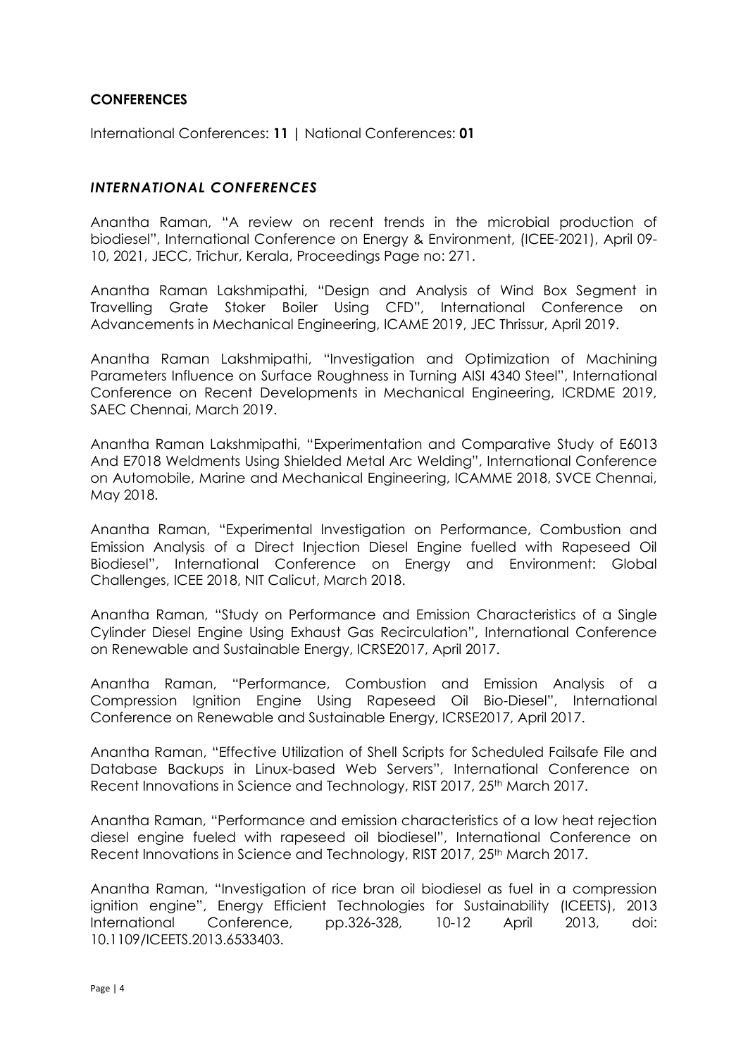## CONFERENCES

International Conferences: **11** | National Conferences: **01**

### *INTERNATIONAL CONFERENCES*

Anantha Raman, "A review on recent trends in the microbial production of biodiesel", International Conference on Energy & Environment, (ICEE-2021), April 09-10, 2021, JECC, Trichur, Kerala, Proceedings Page no: 271.

Anantha Raman Lakshmipathi, "Design and Analysis of Wind Box Segment in Travelling Grate Stoker Boiler Using CFD", International Conference on Advancements in Mechanical Engineering, ICAME 2019, JEC Thrissur, April 2019.

Anantha Raman Lakshmipathi, "Investigation and Optimization of Machining Parameters Influence on Surface Roughness in Turning AISI 4340 Steel", International Conference on Recent Developments in Mechanical Engineering, ICRDME 2019, SAEC Chennai, March 2019.

Anantha Raman Lakshmipathi, "Experimentation and Comparative Study of E6013 And E7018 Weldments Using Shielded Metal Arc Welding", International Conference on Automobile, Marine and Mechanical Engineering, ICAMME 2018, SVCE Chennai, May 2018.

Anantha Raman, "Experimental Investigation on Performance, Combustion and Emission Analysis of a Direct Injection Diesel Engine fuelled with Rapeseed Oil Biodiesel", International Conference on Energy and Environment: Global Challenges, ICEE 2018, NIT Calicut, March 2018.

Anantha Raman, "Study on Performance and Emission Characteristics of a Single Cylinder Diesel Engine Using Exhaust Gas Recirculation", International Conference on Renewable and Sustainable Energy, ICRSE2017, April 2017.

Anantha Raman, "Performance, Combustion and Emission Analysis of a Compression Ignition Engine Using Rapeseed Oil Bio-Diesel", International Conference on Renewable and Sustainable Energy, ICRSE2017, April 2017.

Anantha Raman, "Effective Utilization of Shell Scripts for Scheduled Failsafe File and Database Backups in Linux-based Web Servers", International Conference on Recent Innovations in Science and Technology, RIST 2017, 25th March 2017.

Anantha Raman, "Performance and emission characteristics of a low heat rejection diesel engine fueled with rapeseed oil biodiesel", International Conference on Recent Innovations in Science and Technology, RIST 2017, 25th March 2017.

Anantha Raman, "Investigation of rice bran oil biodiesel as fuel in a compression ignition engine", Energy Efficient Technologies for Sustainability (ICEETS), 2013 International Conference, pp.326-328, 10-12 April 2013, doi: 10.1109/ICEETS.2013.6533403.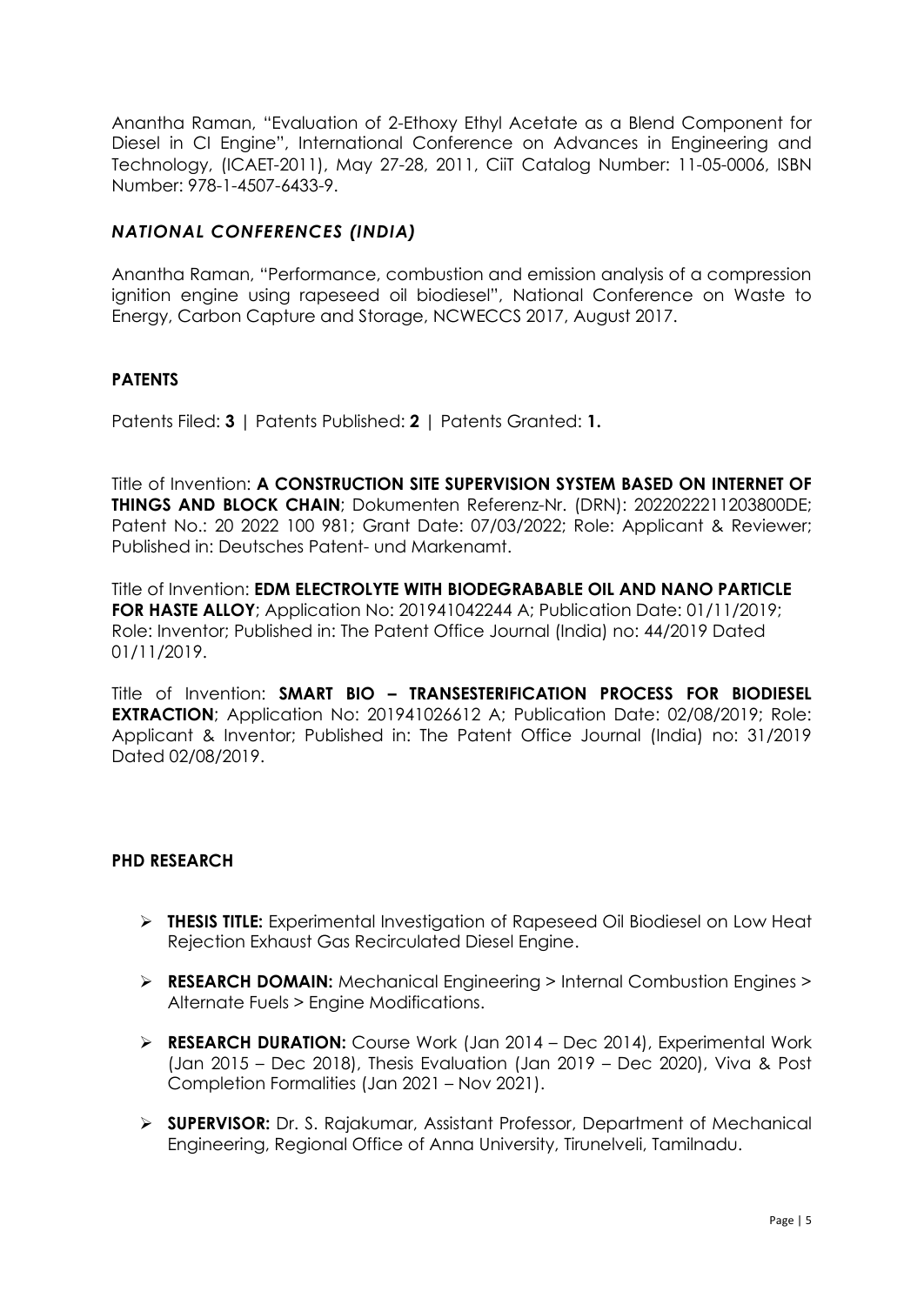Anantha Raman, "Evaluation of 2-Ethoxy Ethyl Acetate as a Blend Component for Diesel in CI Engine", International Conference on Advances in Engineering and Technology, (ICAET-2011), May 27-28, 2011, CiiT Catalog Number: 11-05-0006, ISBN Number: 978-1-4507-6433-9.

### *NATIONAL CONFERENCES (INDIA)*

Anantha Raman, "Performance, combustion and emission analysis of a compression ignition engine using rapeseed oil biodiesel", National Conference on Waste to Energy, Carbon Capture and Storage, NCWECCS 2017, August 2017.

## PATENTS

Patents Filed: **3** | Patents Published: **2** | Patents Granted: **1.**

Title of Invention: **A CONSTRUCTION SITE SUPERVISION SYSTEM BASED ON INTERNET OF THINGS AND BLOCK CHAIN**; Dokumenten Referenz-Nr. (DRN): 2022022211203800DE; Patent No.: 20 2022 100 981; Grant Date: 07/03/2022; Role: Applicant & Reviewer; Published in: Deutsches Patent- und Markenamt.

Title of Invention: **EDM ELECTROLYTE WITH BIODEGRABABLE OIL AND NANO PARTICLE FOR HASTE ALLOY**; Application No: 201941042244 A; Publication Date: 01/11/2019; Role: Inventor; Published in: The Patent Office Journal (India) no: 44/2019 Dated 01/11/2019.

Title of Invention: **SMART BIO – TRANSESTERIFICATION PROCESS FOR BIODIESEL EXTRACTION**; Application No: 201941026612 A; Publication Date: 02/08/2019; Role: Applicant & Inventor; Published in: The Patent Office Journal (India) no: 31/2019 Dated 02/08/2019.

## PHD RESEARCH

- **THESIS TITLE:** Experimental Investigation of Rapeseed Oil Biodiesel on Low Heat Rejection Exhaust Gas Recirculated Diesel Engine.
- **RESEARCH DOMAIN:** Mechanical Engineering > Internal Combustion Engines > Alternate Fuels > Engine Modifications.
- **RESEARCH DURATION:** Course Work (Jan 2014 – Dec 2014), Experimental Work (Jan 2015 – Dec 2018), Thesis Evaluation (Jan 2019 – Dec 2020), Viva & Post Completion Formalities (Jan 2021 – Nov 2021).
- **SUPERVISOR:** Dr. S. Rajakumar, Assistant Professor, Department of Mechanical Engineering, Regional Office of Anna University, Tirunelveli, Tamilnadu.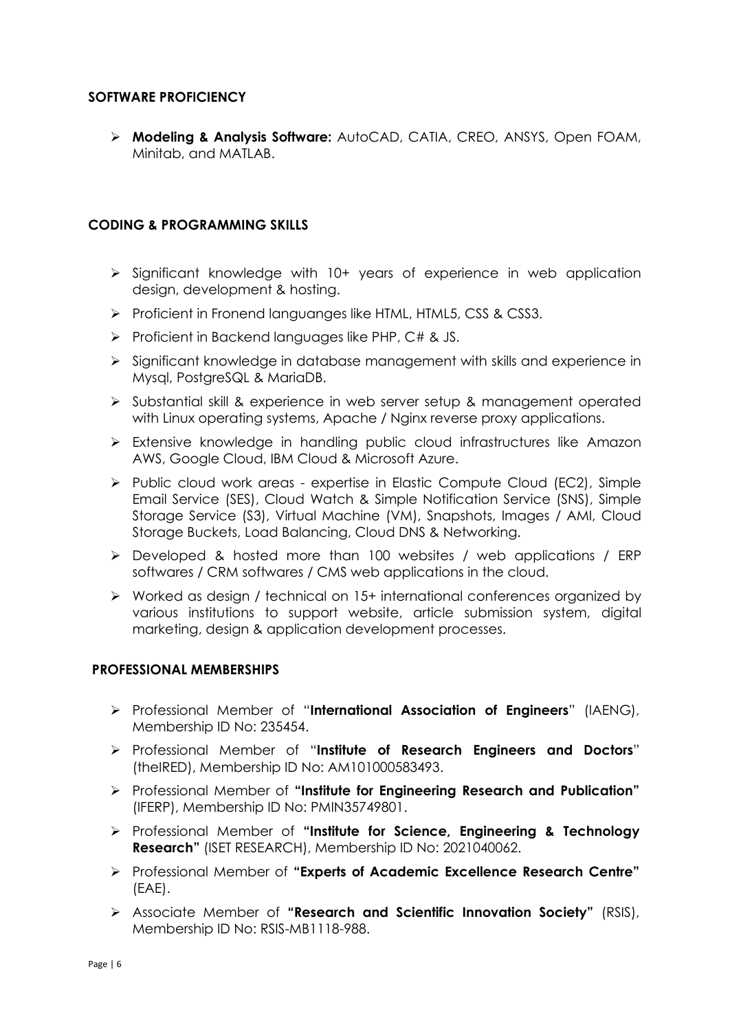## SOFTWARE PROFICIENCY

- **Modeling & Analysis Software:** AutoCAD, CATIA, CREO, ANSYS, Open FOAM, Minitab, and MATLAB.

## CODING & PROGRAMMING SKILLS

- Significant knowledge with 10+ years of experience in web application design, development & hosting.
- Proficient in Fronend languanges like HTML, HTML5, CSS & CSS3.
- Proficient in Backend languages like PHP, C# & JS.
- Significant knowledge in database management with skills and experience in Mysql, PostgreSQL & MariaDB.
- Substantial skill & experience in web server setup & management operated with Linux operating systems, Apache / Nginx reverse proxy applications.
- Extensive knowledge in handling public cloud infrastructures like Amazon AWS, Google Cloud, IBM Cloud & Microsoft Azure.
- Public cloud work areas - expertise in Elastic Compute Cloud (EC2), Simple Email Service (SES), Cloud Watch & Simple Notification Service (SNS), Simple Storage Service (S3), Virtual Machine (VM), Snapshots, Images / AMI, Cloud Storage Buckets, Load Balancing, Cloud DNS & Networking.
- Developed & hosted more than 100 websites / web applications / ERP softwares / CRM softwares / CMS web applications in the cloud.
- Worked as design / technical on 15+ international conferences organized by various institutions to support website, article submission system, digital marketing, design & application development processes.

## PROFESSIONAL MEMBERSHIPS

- Professional Member of "**International Association of Engineers**" (IAENG), Membership ID No: 235454.
- Professional Member of "**Institute of Research Engineers and Doctors**" (theIRED), Membership ID No: AM101000583493.
- Professional Member of **"Institute for Engineering Research and Publication"** (IFERP), Membership ID No: PMIN35749801.
- Professional Member of **"Institute for Science, Engineering & Technology Research"** (ISET RESEARCH), Membership ID No: 2021040062.
- Professional Member of **"Experts of Academic Excellence Research Centre"** (EAE).
- Associate Member of **"Research and Scientific Innovation Society"** (RSIS), Membership ID No: RSIS-MB1118-988.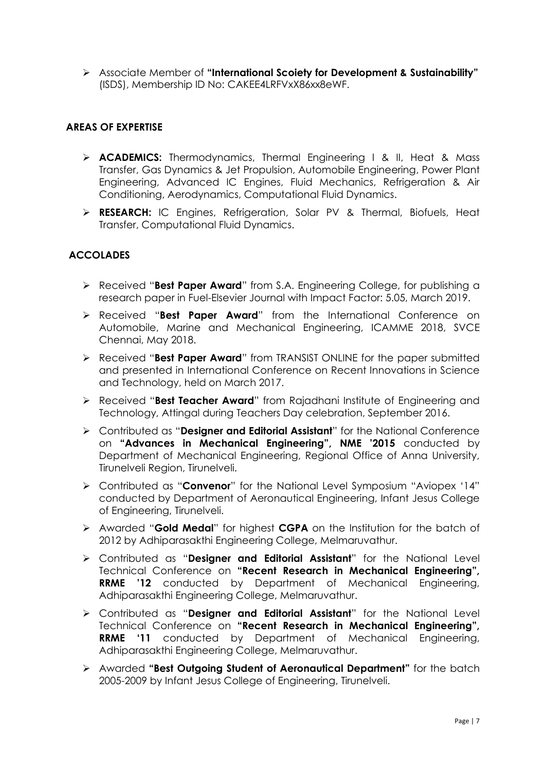- Associate Member of **"International Scoiety for Development & Sustainability"** (ISDS), Membership ID No: CAKEE4LRFVxX86xx8eWF.

## AREAS OF EXPERTISE

- **ACADEMICS:** Thermodynamics, Thermal Engineering I & II, Heat & Mass Transfer, Gas Dynamics & Jet Propulsion, Automobile Engineering, Power Plant Engineering, Advanced IC Engines, Fluid Mechanics, Refrigeration & Air Conditioning, Aerodynamics, Computational Fluid Dynamics.
- **RESEARCH:** IC Engines, Refrigeration, Solar PV & Thermal, Biofuels, Heat Transfer, Computational Fluid Dynamics.

## ACCOLADES

- Received "**Best Paper Award**" from S.A. Engineering College, for publishing a research paper in Fuel-Elsevier Journal with Impact Factor: 5.05, March 2019.
- Received "**Best Paper Award**" from the International Conference on Automobile, Marine and Mechanical Engineering, ICAMME 2018, SVCE Chennai, May 2018.
- Received "**Best Paper Award**" from TRANSIST ONLINE for the paper submitted and presented in International Conference on Recent Innovations in Science and Technology, held on March 2017.
- Received "**Best Teacher Award**" from Rajadhani Institute of Engineering and Technology, Attingal during Teachers Day celebration, September 2016.
- Contributed as "**Designer and Editorial Assistant**" for the National Conference on **"Advances in Mechanical Engineering", NME '2015** conducted by Department of Mechanical Engineering, Regional Office of Anna University, Tirunelveli Region, Tirunelveli.
- Contributed as "**Convenor**" for the National Level Symposium "Aviopex '14" conducted by Department of Aeronautical Engineering, Infant Jesus College of Engineering, Tirunelveli.
- Awarded "**Gold Medal**" for highest **CGPA** on the Institution for the batch of 2012 by Adhiparasakthi Engineering College, Melmaruvathur.
- Contributed as "**Designer and Editorial Assistant**" for the National Level Technical Conference on **"Recent Research in Mechanical Engineering", RRME '12** conducted by Department of Mechanical Engineering, Adhiparasakthi Engineering College, Melmaruvathur.
- Contributed as "**Designer and Editorial Assistant**" for the National Level Technical Conference on **"Recent Research in Mechanical Engineering", RRME '11** conducted by Department of Mechanical Engineering, Adhiparasakthi Engineering College, Melmaruvathur.
- Awarded **"Best Outgoing Student of Aeronautical Department"** for the batch 2005-2009 by Infant Jesus College of Engineering, Tirunelveli.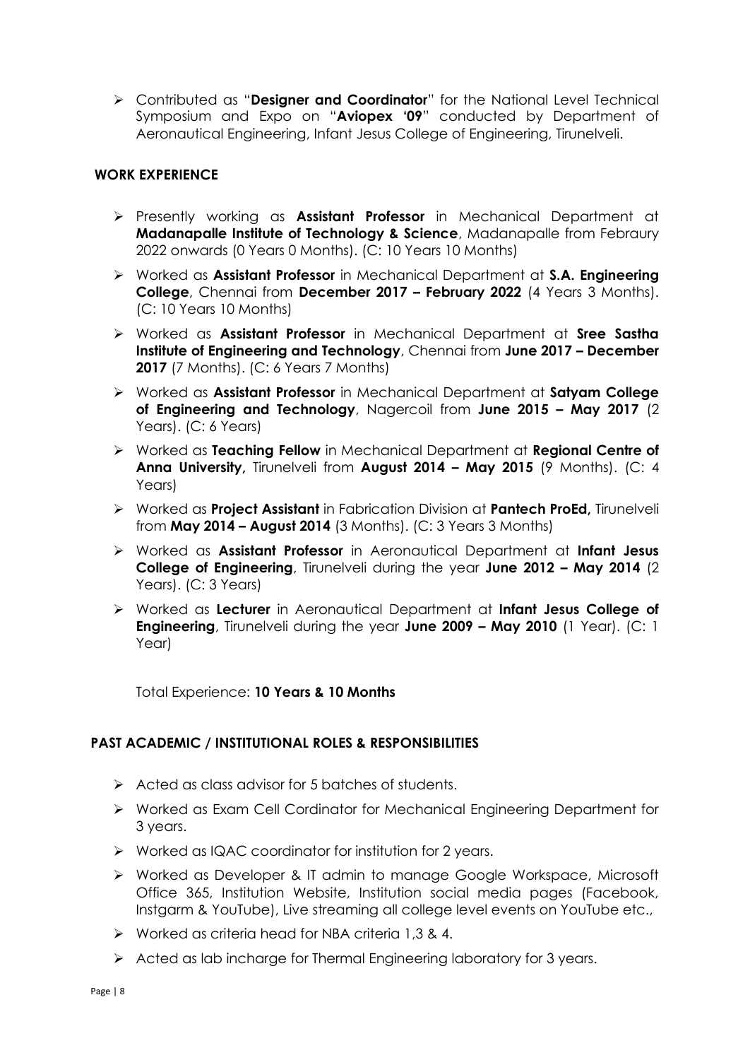- Contributed as "**Designer and Coordinator**" for the National Level Technical Symposium and Expo on "**Aviopex '09**" conducted by Department of Aeronautical Engineering, Infant Jesus College of Engineering, Tirunelveli.

## WORK EXPERIENCE

- Presently working as **Assistant Professor** in Mechanical Department at **Madanapalle Institute of Technology & Science**, Madanapalle from Febraury 2022 onwards (0 Years 0 Months). (C: 10 Years 10 Months)
- Worked as **Assistant Professor** in Mechanical Department at **S.A. Engineering College**, Chennai from **December 2017 – February 2022** (4 Years 3 Months). (C: 10 Years 10 Months)
- Worked as **Assistant Professor** in Mechanical Department at **Sree Sastha Institute of Engineering and Technology**, Chennai from **June 2017 – December 2017** (7 Months). (C: 6 Years 7 Months)
- Worked as **Assistant Professor** in Mechanical Department at **Satyam College of Engineering and Technology**, Nagercoil from **June 2015 – May 2017** (2 Years). (C: 6 Years)
- Worked as **Teaching Fellow** in Mechanical Department at **Regional Centre of Anna University,** Tirunelveli from **August 2014 – May 2015** (9 Months). (C: 4 Years)
- Worked as **Project Assistant** in Fabrication Division at **Pantech ProEd,** Tirunelveli from **May 2014 – August 2014** (3 Months). (C: 3 Years 3 Months)
- Worked as **Assistant Professor** in Aeronautical Department at **Infant Jesus College of Engineering**, Tirunelveli during the year **June 2012 – May 2014** (2 Years). (C: 3 Years)
- Worked as **Lecturer** in Aeronautical Department at **Infant Jesus College of Engineering**, Tirunelveli during the year **June 2009 – May 2010** (1 Year). (C: 1 Year)

Total Experience: **10 Years & 10 Months**

## PAST ACADEMIC / INSTITUTIONAL ROLES & RESPONSIBILITIES

- Acted as class advisor for 5 batches of students.
- Worked as Exam Cell Cordinator for Mechanical Engineering Department for 3 years.
- Worked as IQAC coordinator for institution for 2 years.
- Worked as Developer & IT admin to manage Google Workspace, Microsoft Office 365, Institution Website, Institution social media pages (Facebook, Instgarm & YouTube), Live streaming all college level events on YouTube etc.,
- Worked as criteria head for NBA criteria 1,3 & 4.
- Acted as lab incharge for Thermal Engineering laboratory for 3 years.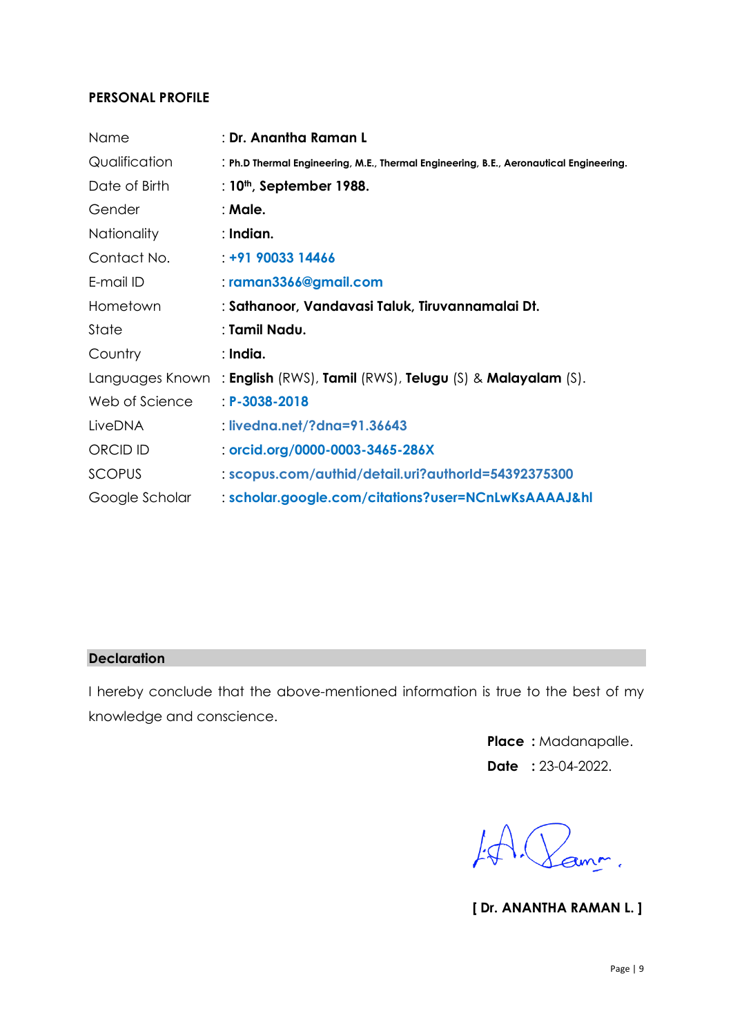**PERSONAL PROFILE**

| | |
|---|---|
| Name | : **Dr. Anantha Raman L** |
| Qualification | : **Ph.D Thermal Engineering, M.E., Thermal Engineering, B.E., Aeronautical Engineering.** |
| Date of Birth | : **10th, September 1988.** |
| Gender | : **Male.** |
| Nationality | : **Indian.** |
| Contact No. | : **+91 90033 14466** |
| E-mail ID | : **raman3366@gmail.com** |
| Hometown | : **Sathanoor, Vandavasi Taluk, Tiruvannamalai Dt.** |
| State | : **Tamil Nadu.** |
| Country | : **India.** |
| Languages Known | : **English** (RWS), **Tamil** (RWS), **Telugu** (S) & **Malayalam** (S). |
| Web of Science | : **P-3038-2018** |
| LiveDNA | : **livedna.net/?dna=91.36643** |
| ORCID ID | : **orcid.org/0000-0003-3465-286X** |
| SCOPUS | : **scopus.com/authid/detail.uri?authorId=54392375300** |
| Google Scholar | : **scholar.google.com/citations?user=NCnLwKsAAAAJ&hl** |

**Declaration**

I hereby conclude that the above-mentioned information is true to the best of my knowledge and conscience.

**Place :** Madanapalle.

**Date :** 23-04-2022.

**[ Dr. ANANTHA RAMAN L. ]**